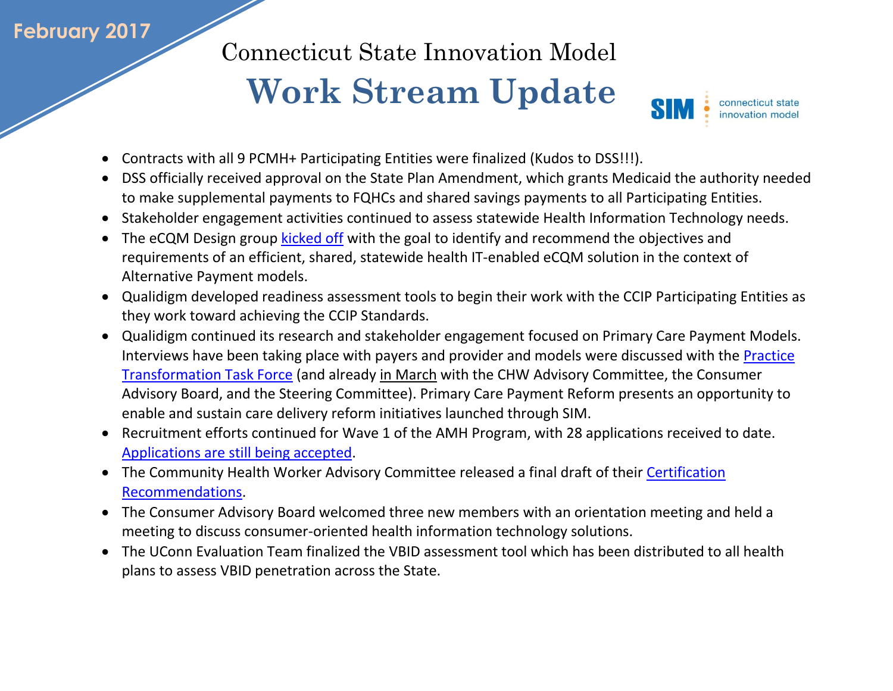February 2017

# Connecticut State Innovation Model

# Work Stream Update

SIM connecticut state innovation model

- Contracts with all 9 PCMH+ Participating Entities were finalized (Kudos to DSS!!!).
- DSS officially received approval on the State Plan Amendment, which grants Medicaid the authority needed to make supplemental payments to FQHCs and shared savings payments to all Participating Entities.
- Stakeholder engagement activities continued to assess statewide Health Information Technology needs.
- The eCQM Design group kicked off with the goal to identify and recommend the objectives and requirements of an efficient, shared, statewide health IT-enabled eCQM solution in the context of Alternative Payment models.
- Qualidigm developed readiness assessment tools to begin their work with the CCIP Participating Entities as they work toward achieving the CCIP Standards.
- Qualidigm continued its research and stakeholder engagement focused on Primary Care Payment Models. Interviews have been taking place with payers and provider and models were discussed with the Practice Transformation Task Force (and already in March with the CHW Advisory Committee, the Consumer Advisory Board, and the Steering Committee). Primary Care Payment Reform presents an opportunity to enable and sustain care delivery reform initiatives launched through SIM.
- Recruitment efforts continued for Wave 1 of the AMH Program, with 28 applications received to date. Applications are still being accepted.
- The Community Health Worker Advisory Committee released a final draft of their Certification Recommendations.
- The Consumer Advisory Board welcomed three new members with an orientation meeting and held a meeting to discuss consumer-oriented health information technology solutions.
- The UConn Evaluation Team finalized the VBID assessment tool which has been distributed to all health plans to assess VBID penetration across the State.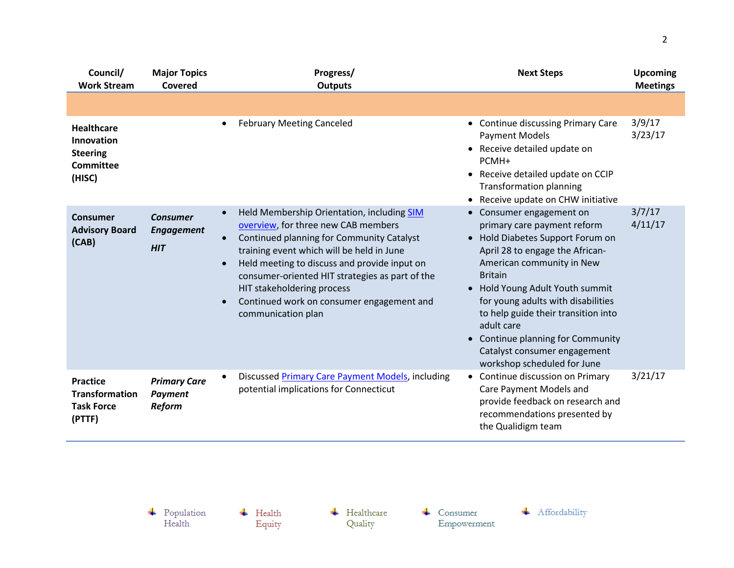| Council/ Work Stream | Major Topics Covered | Progress/ Outputs | Next Steps | Upcoming Meetings |
| --- | --- | --- | --- | --- |
| | | | | |
| **Healthcare Innovation Steering Committee (HISC)** | | • February Meeting Canceled | • Continue discussing Primary Care Payment Models<br>• Receive detailed update on PCMH+<br>• Receive detailed update on CCIP Transformation planning<br>• Receive update on CHW initiative | 3/9/17<br>3/23/17 |
| **Consumer Advisory Board (CAB)** | ***Consumer Engagement***<br><br>***HIT*** | • Held Membership Orientation, including SIM overview, for three new CAB members<br>• Continued planning for Community Catalyst training event which will be held in June<br>• Held meeting to discuss and provide input on consumer-oriented HIT strategies as part of the HIT stakeholdering process<br>• Continued work on consumer engagement and communication plan | • Consumer engagement on primary care payment reform<br>• Hold Diabetes Support Forum on April 28 to engage the African-American community in New Britain<br>• Hold Young Adult Youth summit for young adults with disabilities to help guide their transition into adult care<br>• Continue planning for Community Catalyst consumer engagement workshop scheduled for June | 3/7/17<br>4/11/17 |
| **Practice Transformation Task Force (PTTF)** | ***Primary Care Payment Reform*** | • Discussed Primary Care Payment Models, including potential implications for Connecticut | • Continue discussion on Primary Care Payment Models and provide feedback on research and recommendations presented by the Qualidigm team | 3/21/17 |

Population Health | Health Equity | Healthcare Quality | Consumer Empowerment | Affordability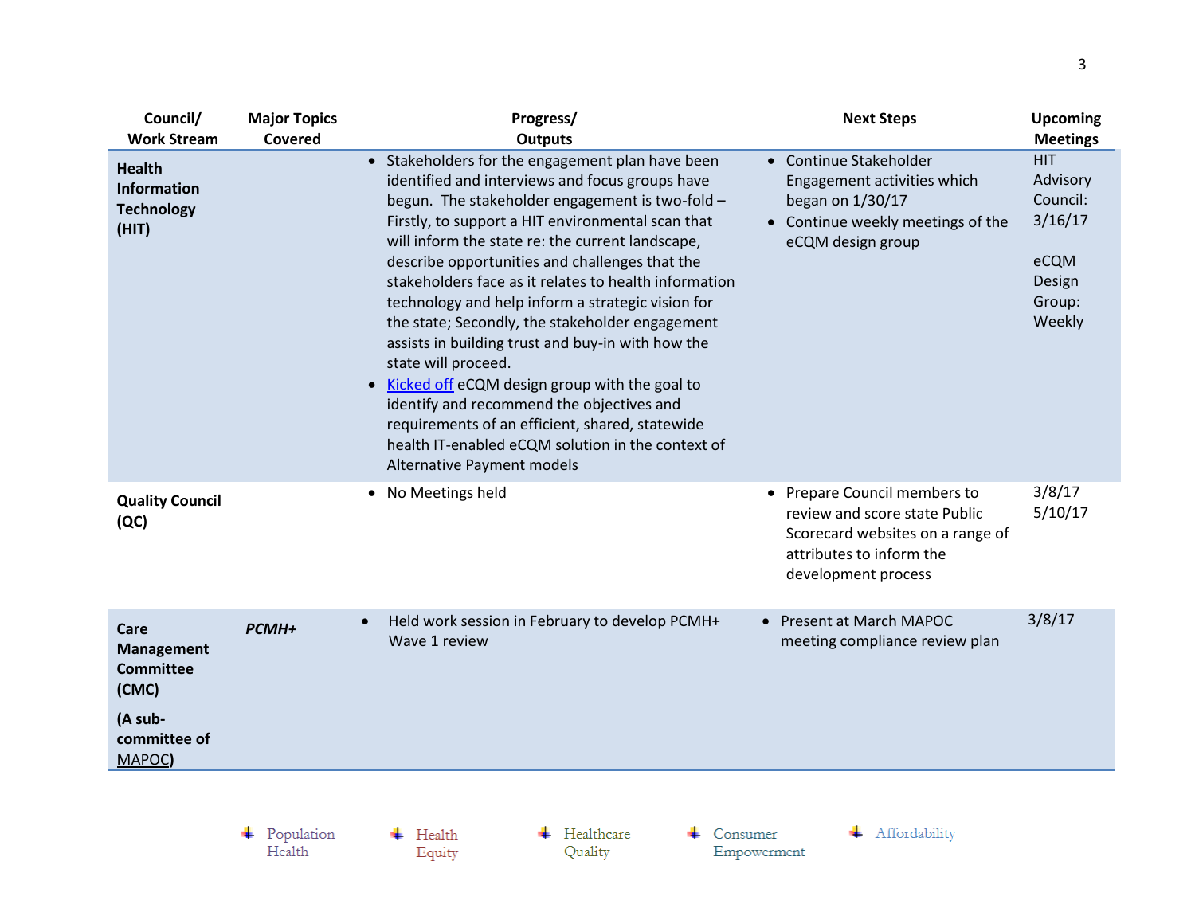| Council/ Work Stream | Major Topics Covered | Progress/ Outputs | Next Steps | Upcoming Meetings |
|---|---|---|---|---|
| **Health Information Technology (HIT)** | | • Stakeholders for the engagement plan have been identified and interviews and focus groups have begun. The stakeholder engagement is two-fold – Firstly, to support a HIT environmental scan that will inform the state re: the current landscape, describe opportunities and challenges that the stakeholders face as it relates to health information technology and help inform a strategic vision for the state; Secondly, the stakeholder engagement assists in building trust and buy-in with how the state will proceed.<br>• Kicked off eCQM design group with the goal to identify and recommend the objectives and requirements of an efficient, shared, statewide health IT-enabled eCQM solution in the context of Alternative Payment models | • Continue Stakeholder Engagement activities which began on 1/30/17<br>• Continue weekly meetings of the eCQM design group | HIT Advisory Council: 3/16/17<br><br>eCQM Design Group: Weekly |
| **Quality Council (QC)** | | • No Meetings held | • Prepare Council members to review and score state Public Scorecard websites on a range of attributes to inform the development process | 3/8/17<br>5/10/17 |
| **Care Management Committee (CMC)**<br><br>**(A sub-committee of MAPOC)** | ***PCMH+*** | • Held work session in February to develop PCMH+ Wave 1 review | • Present at March MAPOC meeting compliance review plan | 3/8/17 |

Population Health | Health Equity | Healthcare Quality | Consumer Empowerment | Affordability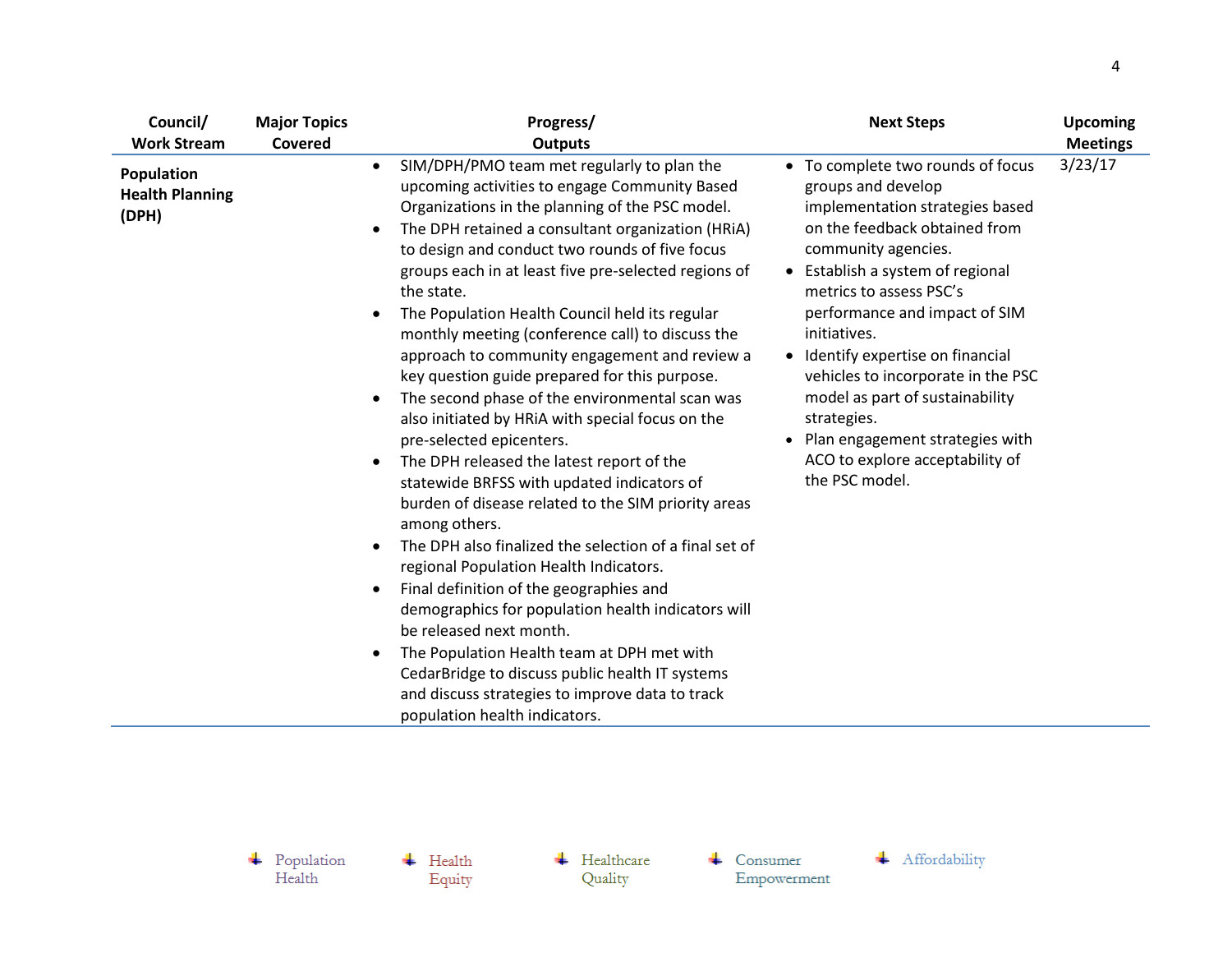| Council/ Work Stream | Major Topics Covered | Progress/ Outputs | Next Steps | Upcoming Meetings |
|---|---|---|---|---|
| **Population Health Planning (DPH)** | | • SIM/DPH/PMO team met regularly to plan the upcoming activities to engage Community Based Organizations in the planning of the PSC model.<br>• The DPH retained a consultant organization (HRiA) to design and conduct two rounds of five focus groups each in at least five pre-selected regions of the state.<br>• The Population Health Council held its regular monthly meeting (conference call) to discuss the approach to community engagement and review a key question guide prepared for this purpose.<br>• The second phase of the environmental scan was also initiated by HRiA with special focus on the pre-selected epicenters.<br>• The DPH released the latest report of the statewide BRFSS with updated indicators of burden of disease related to the SIM priority areas among others.<br>• The DPH also finalized the selection of a final set of regional Population Health Indicators.<br>• Final definition of the geographies and demographics for population health indicators will be released next month.<br>• The Population Health team at DPH met with CedarBridge to discuss public health IT systems and discuss strategies to improve data to track population health indicators. | • To complete two rounds of focus groups and develop implementation strategies based on the feedback obtained from community agencies.<br>• Establish a system of regional metrics to assess PSC's performance and impact of SIM initiatives.<br>• Identify expertise on financial vehicles to incorporate in the PSC model as part of sustainability strategies.<br>• Plan engagement strategies with ACO to explore acceptability of the PSC model. | 3/23/17 |

Population Health | Health Equity | Healthcare Quality | Consumer Empowerment | Affordability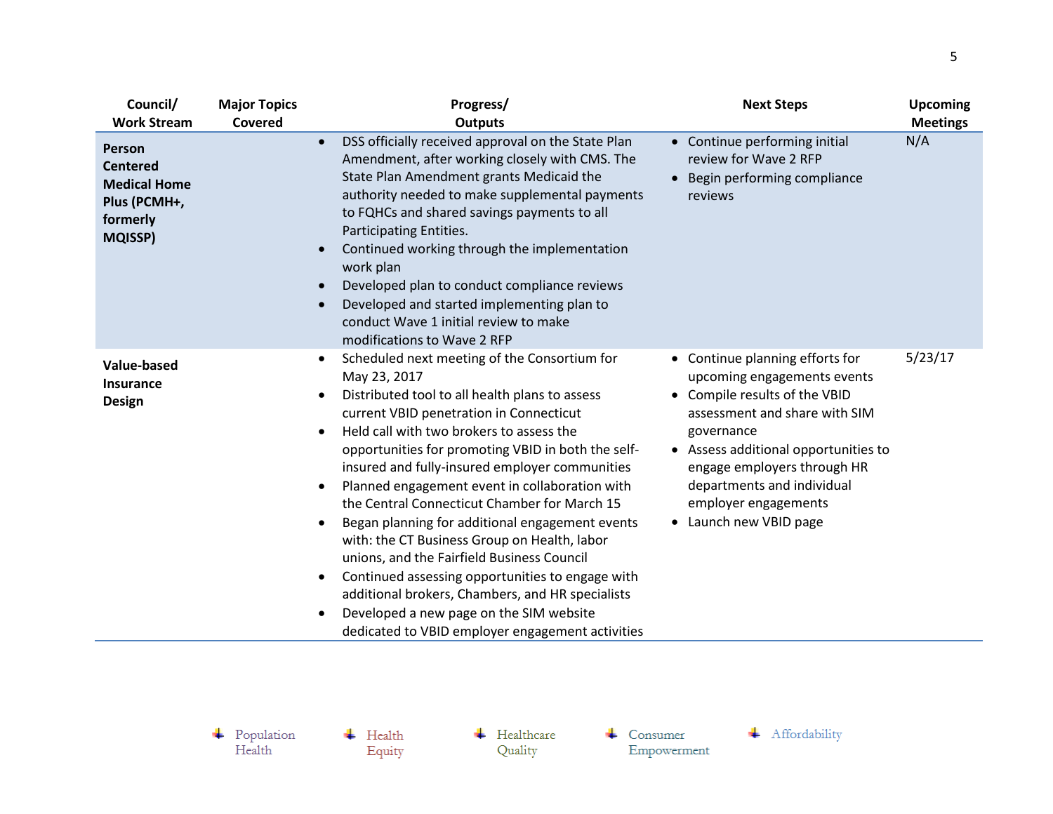| Council/ Work Stream | Major Topics Covered | Progress/ Outputs | Next Steps | Upcoming Meetings |
|---|---|---|---|---|
| **Person Centered Medical Home Plus (PCMH+, formerly MQISSP)** | | • DSS officially received approval on the State Plan Amendment, after working closely with CMS. The State Plan Amendment grants Medicaid the authority needed to make supplemental payments to FQHCs and shared savings payments to all Participating Entities.<br>• Continued working through the implementation work plan<br>• Developed plan to conduct compliance reviews<br>• Developed and started implementing plan to conduct Wave 1 initial review to make modifications to Wave 2 RFP | • Continue performing initial review for Wave 2 RFP<br>• Begin performing compliance reviews | N/A |
| **Value-based Insurance Design** | | • Scheduled next meeting of the Consortium for May 23, 2017<br>• Distributed tool to all health plans to assess current VBID penetration in Connecticut<br>• Held call with two brokers to assess the opportunities for promoting VBID in both the self-insured and fully-insured employer communities<br>• Planned engagement event in collaboration with the Central Connecticut Chamber for March 15<br>• Began planning for additional engagement events with: the CT Business Group on Health, labor unions, and the Fairfield Business Council<br>• Continued assessing opportunities to engage with additional brokers, Chambers, and HR specialists<br>• Developed a new page on the SIM website dedicated to VBID employer engagement activities | • Continue planning efforts for upcoming engagements events<br>• Compile results of the VBID assessment and share with SIM governance<br>• Assess additional opportunities to engage employers through HR departments and individual employer engagements<br>• Launch new VBID page | 5/23/17 |

Population Health | Health Equity | Healthcare Quality | Consumer Empowerment | Affordability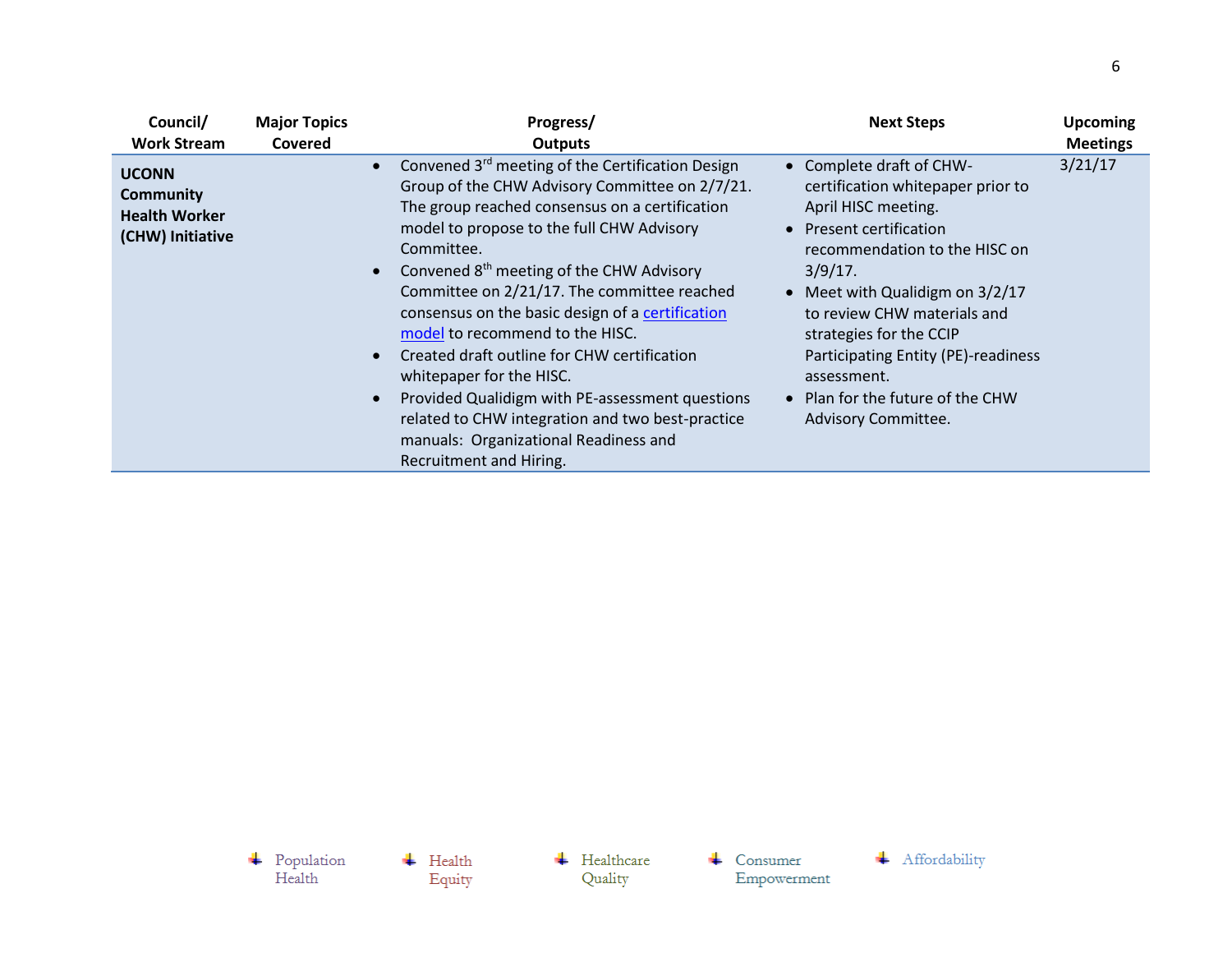| Council/ Work Stream | Major Topics Covered | Progress/ Outputs | Next Steps | Upcoming Meetings |
|---|---|---|---|---|
| **UCONN Community Health Worker (CHW) Initiative** | | • Convened 3rd meeting of the Certification Design Group of the CHW Advisory Committee on 2/7/21. The group reached consensus on a certification model to propose to the full CHW Advisory Committee.<br>• Convened 8th meeting of the CHW Advisory Committee on 2/21/17. The committee reached consensus on the basic design of a certification model to recommend to the HISC.<br>• Created draft outline for CHW certification whitepaper for the HISC.<br>• Provided Qualidigm with PE-assessment questions related to CHW integration and two best-practice manuals: Organizational Readiness and Recruitment and Hiring. | • Complete draft of CHW-certification whitepaper prior to April HISC meeting.<br>• Present certification recommendation to the HISC on 3/9/17.<br>• Meet with Qualidigm on 3/2/17 to review CHW materials and strategies for the CCIP Participating Entity (PE)-readiness assessment.<br>• Plan for the future of the CHW Advisory Committee. | 3/21/17 |

Population Health | Health Equity | Healthcare Quality | Consumer Empowerment | Affordability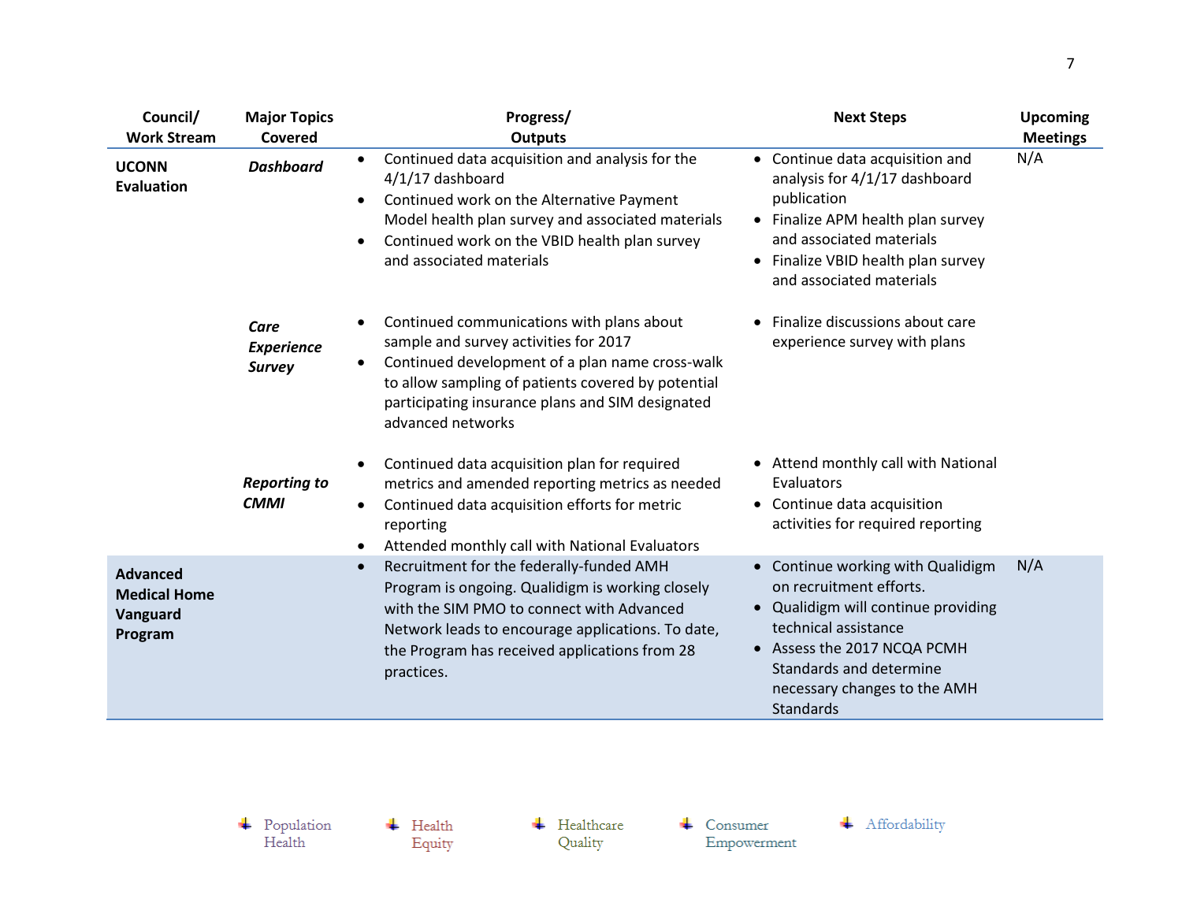| Council/ Work Stream | Major Topics Covered | Progress/ Outputs | Next Steps | Upcoming Meetings |
|---|---|---|---|---|
| **UCONN Evaluation** | ***Dashboard*** | • Continued data acquisition and analysis for the 4/1/17 dashboard<br>• Continued work on the Alternative Payment Model health plan survey and associated materials<br>• Continued work on the VBID health plan survey and associated materials | • Continue data acquisition and analysis for 4/1/17 dashboard publication<br>• Finalize APM health plan survey and associated materials<br>• Finalize VBID health plan survey and associated materials | N/A |
| | ***Care Experience Survey*** | • Continued communications with plans about sample and survey activities for 2017<br>• Continued development of a plan name cross-walk to allow sampling of patients covered by potential participating insurance plans and SIM designated advanced networks | • Finalize discussions about care experience survey with plans | |
| | ***Reporting to CMMI*** | • Continued data acquisition plan for required metrics and amended reporting metrics as needed<br>• Continued data acquisition efforts for metric reporting<br>• Attended monthly call with National Evaluators | • Attend monthly call with National Evaluators<br>• Continue data acquisition activities for required reporting | |
| **Advanced Medical Home Vanguard Program** | | • Recruitment for the federally-funded AMH Program is ongoing. Qualidigm is working closely with the SIM PMO to connect with Advanced Network leads to encourage applications. To date, the Program has received applications from 28 practices. | • Continue working with Qualidigm on recruitment efforts.<br>• Qualidigm will continue providing technical assistance<br>• Assess the 2017 NCQA PCMH Standards and determine necessary changes to the AMH Standards | N/A |

Population Health | Health Equity | Healthcare Quality | Consumer Empowerment | Affordability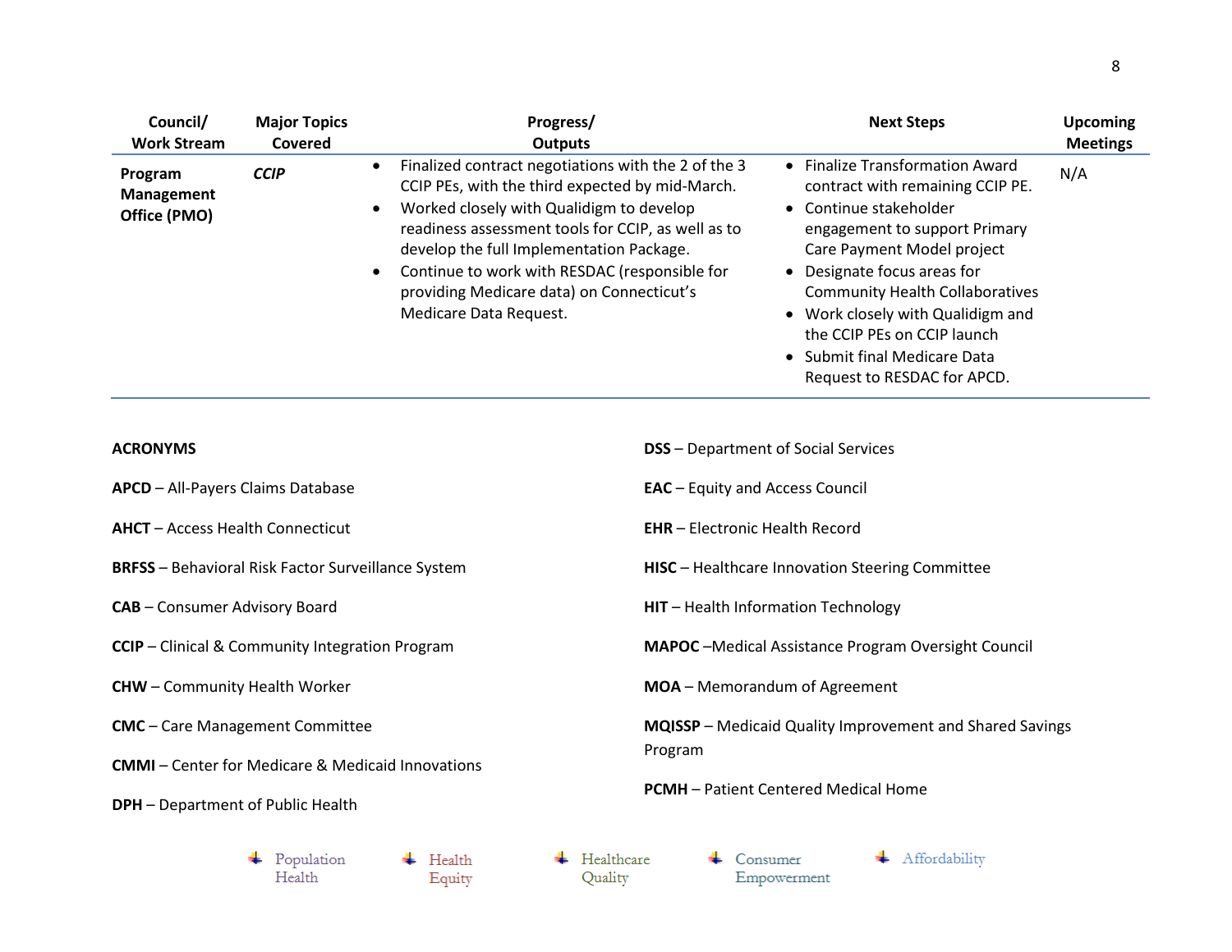| Council/ Work Stream | Major Topics Covered | Progress/ Outputs | Next Steps | Upcoming Meetings |
|---|---|---|---|---|
| **Program Management Office (PMO)** | ***CCIP*** | • Finalized contract negotiations with the 2 of the 3 CCIP PEs, with the third expected by mid-March.<br>• Worked closely with Qualidigm to develop readiness assessment tools for CCIP, as well as to develop the full Implementation Package.<br>• Continue to work with RESDAC (responsible for providing Medicare data) on Connecticut's Medicare Data Request. | • Finalize Transformation Award contract with remaining CCIP PE.<br>• Continue stakeholder engagement to support Primary Care Payment Model project<br>• Designate focus areas for Community Health Collaboratives<br>• Work closely with Qualidigm and the CCIP PEs on CCIP launch<br>• Submit final Medicare Data Request to RESDAC for APCD. | N/A |

**ACRONYMS**

**APCD** – All-Payers Claims Database

**AHCT** – Access Health Connecticut

**BRFSS** – Behavioral Risk Factor Surveillance System

**CAB** – Consumer Advisory Board

**CCIP** – Clinical & Community Integration Program

**CHW** – Community Health Worker

**CMC** – Care Management Committee

**CMMI** – Center for Medicare & Medicaid Innovations

**DPH** – Department of Public Health

**DSS** – Department of Social Services

**EAC** – Equity and Access Council

**EHR** – Electronic Health Record

**HISC** – Healthcare Innovation Steering Committee

**HIT** – Health Information Technology

**MAPOC** –Medical Assistance Program Oversight Council

**MOA** – Memorandum of Agreement

**MQISSP** – Medicaid Quality Improvement and Shared Savings Program

**PCMH** – Patient Centered Medical Home

Population Health | Health Equity | Healthcare Quality | Consumer Empowerment | Affordability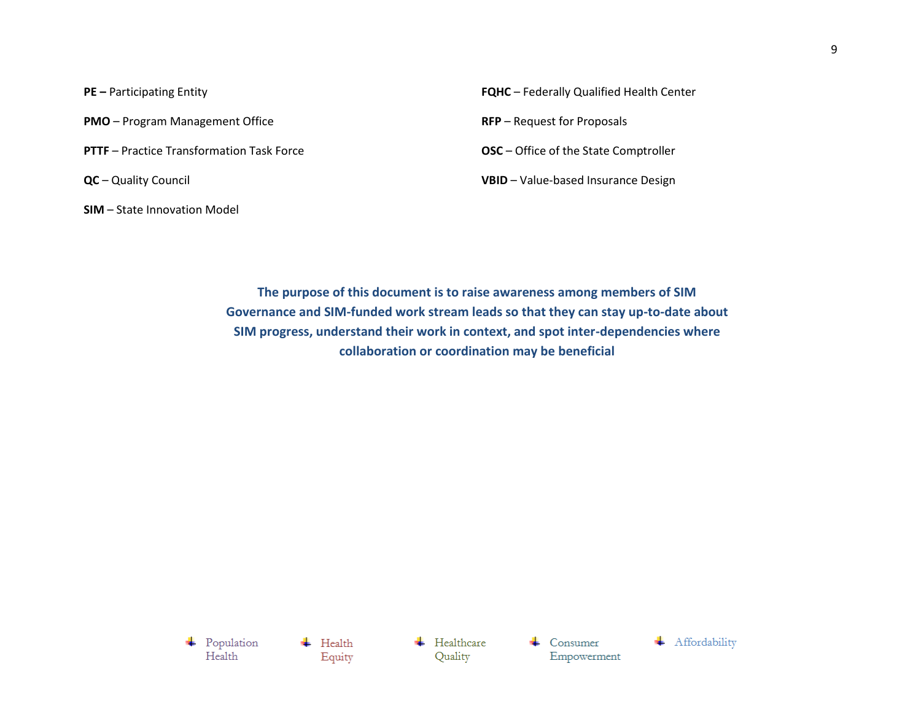**PE –** Participating Entity

**PMO** – Program Management Office

**PTTF** – Practice Transformation Task Force

**QC** – Quality Council

**SIM** – State Innovation Model

**FQHC** – Federally Qualified Health Center

**RFP** – Request for Proposals

**OSC** – Office of the State Comptroller

**VBID** – Value-based Insurance Design

**The purpose of this document is to raise awareness among members of SIM Governance and SIM-funded work stream leads so that they can stay up-to-date about SIM progress, understand their work in context, and spot inter-dependencies where collaboration or coordination may be beneficial**

Population Health Health Equity Healthcare Quality Consumer Empowerment Affordability